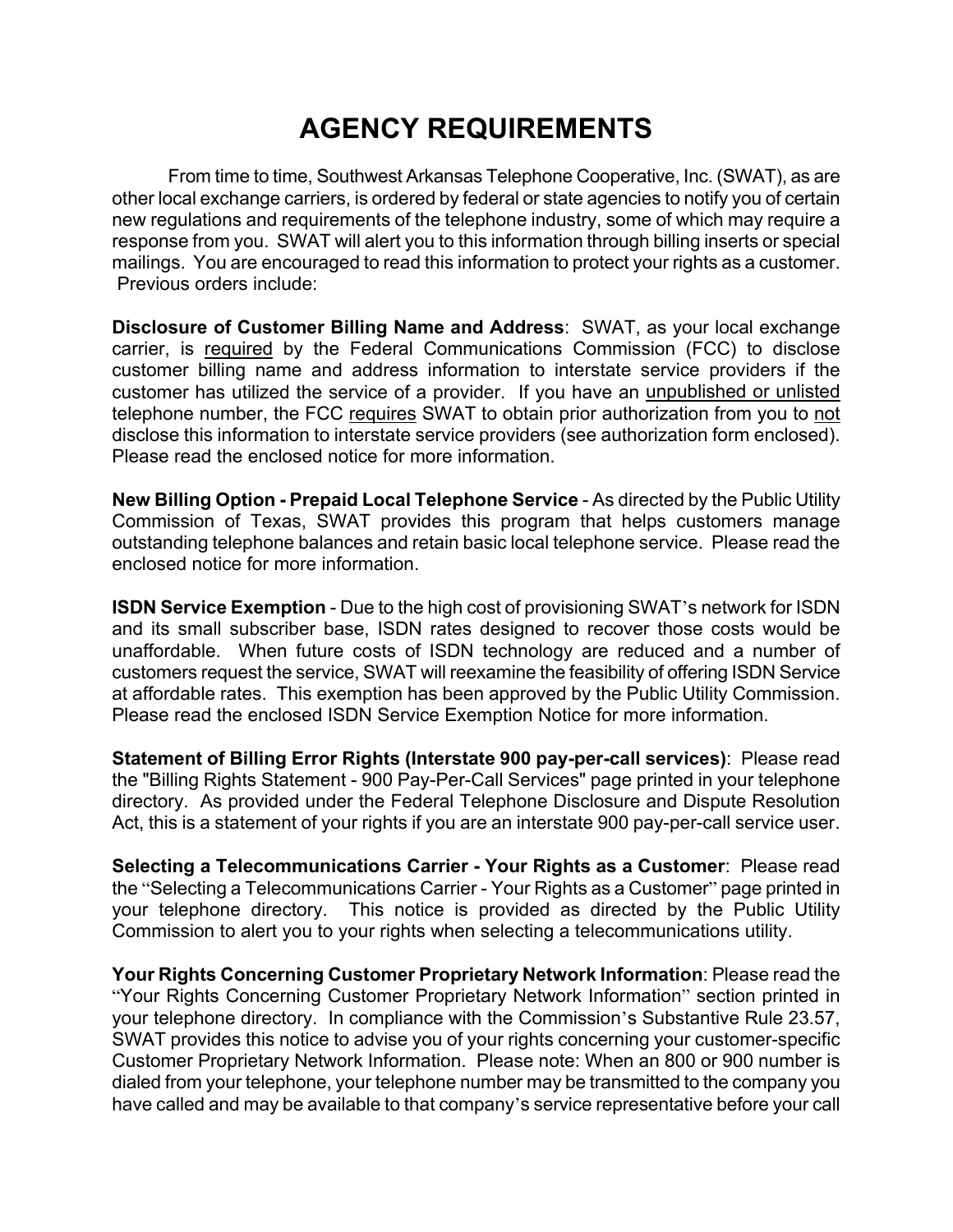# AGENCY REQUIREMENTS

From time to time, Southwest Arkansas Telephone Cooperative, Inc. (SWAT), as are other local exchange carriers, is ordered by federal or state agencies to notify you of certain new regulations and requirements of the telephone industry, some of which may require a response from you. SWAT will alert you to this information through billing inserts or special mailings. You are encouraged to read this information to protect your rights as a customer. Previous orders include:

**Disclosure of Customer Billing Name and Address**: SWAT, as your local exchange carrier, is <u>required</u> by the Federal Communications Commission (FCC) to disclose customer billing name and address information to interstate service providers if the customer has utilized the service of a provider. If you have an <u>unpublished or unlisted</u> telephone number, the FCC <u>requires</u> SWAT to obtain prior authorization from you to <u>not</u> disclose this information to interstate service providers (see authorization form enclosed). Please read the enclosed notice for more information.

**New Billing Option - Prepaid Local Telephone Service** - As directed by the Public Utility Commission of Texas, SWAT provides this program that helps customers manage outstanding telephone balances and retain basic local telephone service. Please read the enclosed notice for more information.

**ISDN Service Exemption** - Due to the high cost of provisioning SWAT's network for ISDN and its small subscriber base, ISDN rates designed to recover those costs would be unaffordable. When future costs of ISDN technology are reduced and a number of customers request the service, SWAT will reexamine the feasibility of offering ISDN Service at affordable rates. This exemption has been approved by the Public Utility Commission. Please read the enclosed ISDN Service Exemption Notice for more information.

**Statement of Billing Error Rights (Interstate 900 pay-per-call services)**: Please read the "Billing Rights Statement - 900 Pay-Per-Call Services" page printed in your telephone directory. As provided under the Federal Telephone Disclosure and Dispute Resolution Act, this is a statement of your rights if you are an interstate 900 pay-per-call service user.

**Selecting a Telecommunications Carrier - Your Rights as a Customer**: Please read the "Selecting a Telecommunications Carrier - Your Rights as a Customer" page printed in your telephone directory. This notice is provided as directed by the Public Utility Commission to alert you to your rights when selecting a telecommunications utility.

**Your Rights Concerning Customer Proprietary Network Information**: Please read the "Your Rights Concerning Customer Proprietary Network Information" section printed in your telephone directory. In compliance with the Commission's Substantive Rule 23.57, SWAT provides this notice to advise you of your rights concerning your customer-specific Customer Proprietary Network Information. Please note: When an 800 or 900 number is dialed from your telephone, your telephone number may be transmitted to the company you have called and may be available to that company's service representative before your call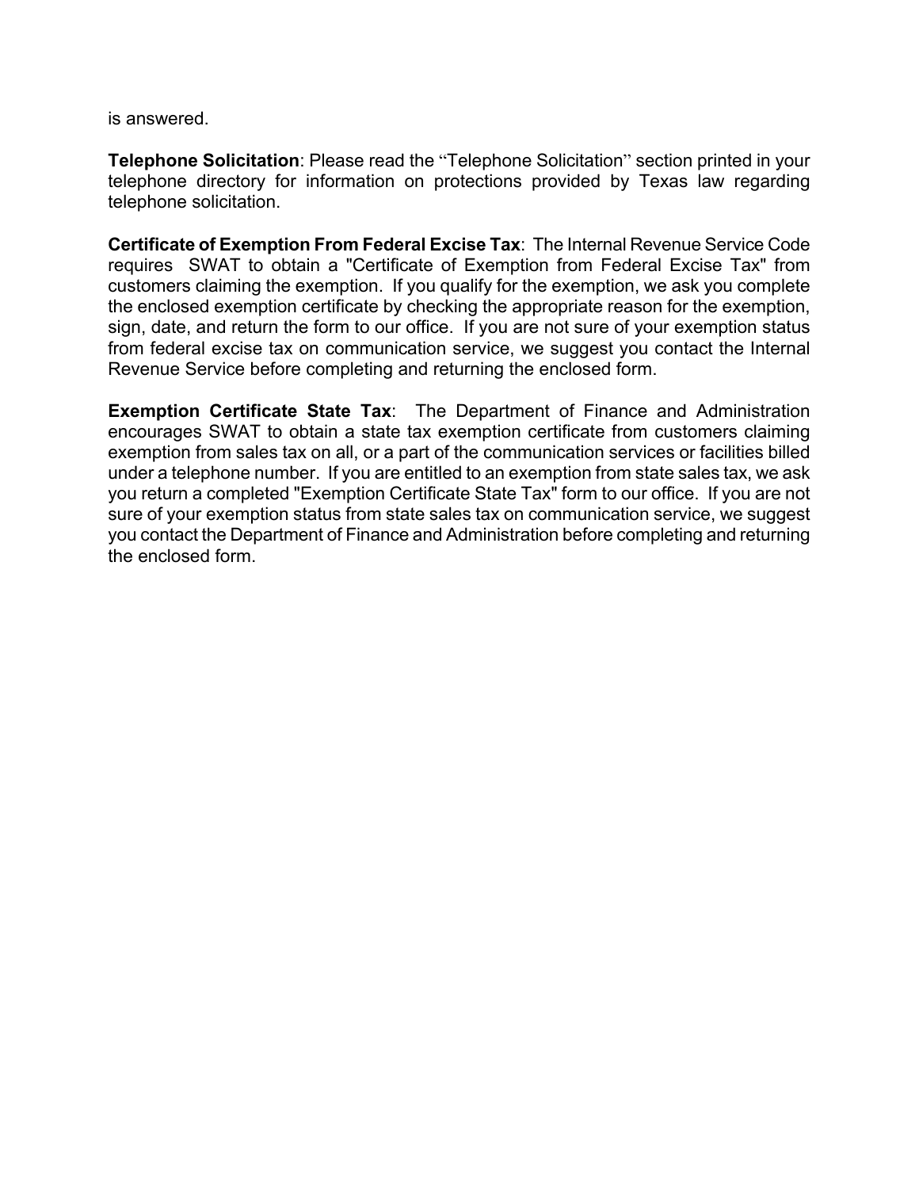is answered.

**Telephone Solicitation**: Please read the "Telephone Solicitation" section printed in your telephone directory for information on protections provided by Texas law regarding telephone solicitation.

**Certificate of Exemption From Federal Excise Tax**: The Internal Revenue Service Code requires SWAT to obtain a "Certificate of Exemption from Federal Excise Tax" from customers claiming the exemption. If you qualify for the exemption, we ask you complete the enclosed exemption certificate by checking the appropriate reason for the exemption, sign, date, and return the form to our office. If you are not sure of your exemption status from federal excise tax on communication service, we suggest you contact the Internal Revenue Service before completing and returning the enclosed form.

**Exemption Certificate State Tax**: The Department of Finance and Administration encourages SWAT to obtain a state tax exemption certificate from customers claiming exemption from sales tax on all, or a part of the communication services or facilities billed under a telephone number. If you are entitled to an exemption from state sales tax, we ask you return a completed "Exemption Certificate State Tax" form to our office. If you are not sure of your exemption status from state sales tax on communication service, we suggest you contact the Department of Finance and Administration before completing and returning the enclosed form.